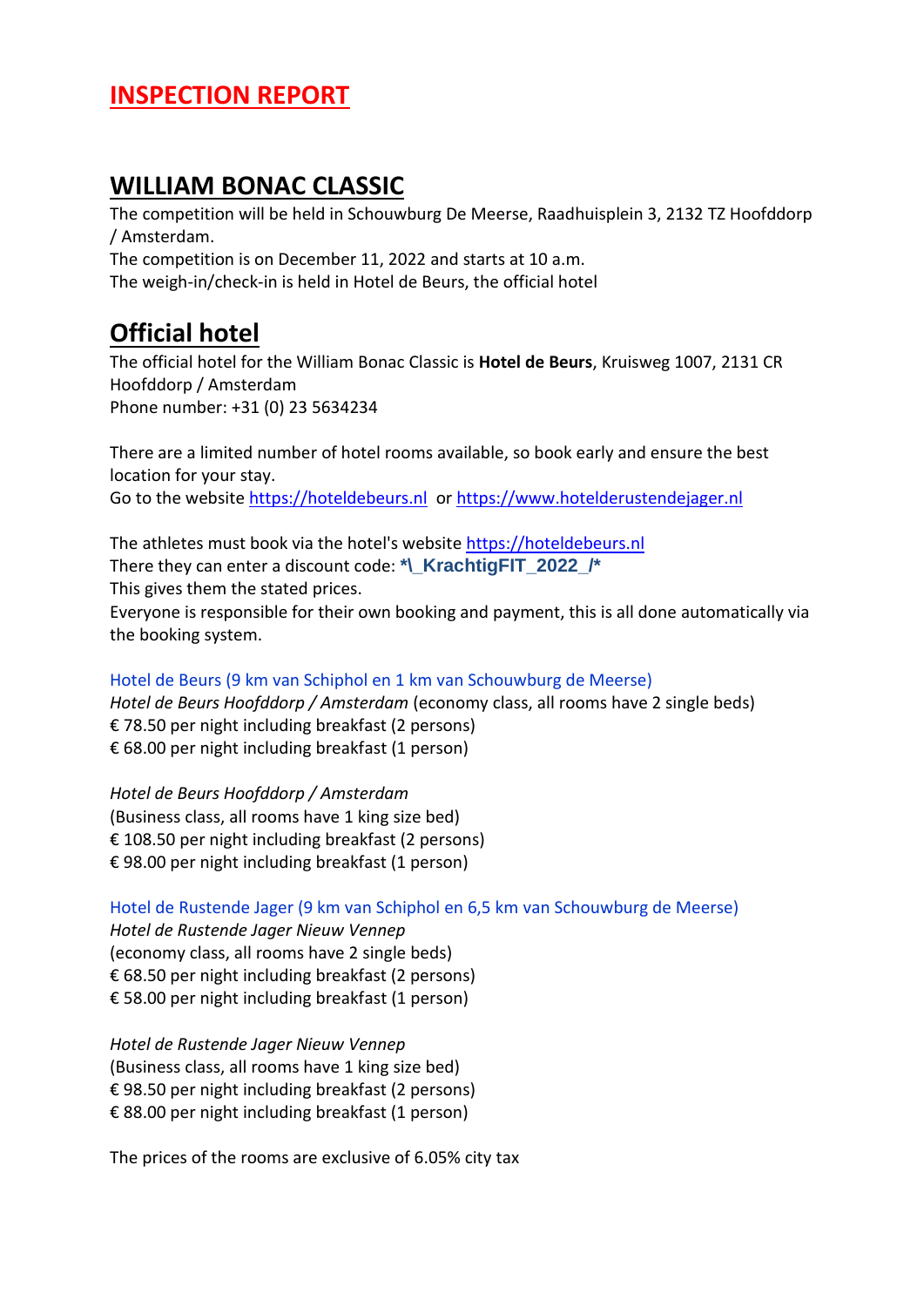# INSPECTION REPORT

## WILLIAM BONAC CLASSIC

The competition will be held in Schouwburg De Meerse, Raadhuisplein 3, 2132 TZ Hoofddorp / Amsterdam.
The competition is on December 11, 2022 and starts at 10 a.m.
The weigh-in/check-in is held in Hotel de Beurs, the official hotel

## Official hotel

The official hotel for the William Bonac Classic is **Hotel de Beurs**, Kruisweg 1007, 2131 CR Hoofddorp / Amsterdam
Phone number: +31 (0) 23 5634234

There are a limited number of hotel rooms available, so book early and ensure the best location for your stay.
Go to the website https://hoteldebeurs.nl or https://www.hotelderustendejager.nl

The athletes must book via the hotel's website https://hoteldebeurs.nl
There they can enter a discount code: **\*\_KrachtigFIT_2022_/\***
This gives them the stated prices.
Everyone is responsible for their own booking and payment, this is all done automatically via the booking system.

Hotel de Beurs (9 km van Schiphol en 1 km van Schouwburg de Meerse)
*Hotel de Beurs Hoofddorp / Amsterdam* (economy class, all rooms have 2 single beds)
€ 78.50 per night including breakfast (2 persons)
€ 68.00 per night including breakfast (1 person)

*Hotel de Beurs Hoofddorp / Amsterdam*
(Business class, all rooms have 1 king size bed)
€ 108.50 per night including breakfast (2 persons)
€ 98.00 per night including breakfast (1 person)

Hotel de Rustende Jager (9 km van Schiphol en 6,5 km van Schouwburg de Meerse)
*Hotel de Rustende Jager Nieuw Vennep*
(economy class, all rooms have 2 single beds)
€ 68.50 per night including breakfast (2 persons)
€ 58.00 per night including breakfast (1 person)

*Hotel de Rustende Jager Nieuw Vennep*
(Business class, all rooms have 1 king size bed)
€ 98.50 per night including breakfast (2 persons)
€ 88.00 per night including breakfast (1 person)

The prices of the rooms are exclusive of 6.05% city tax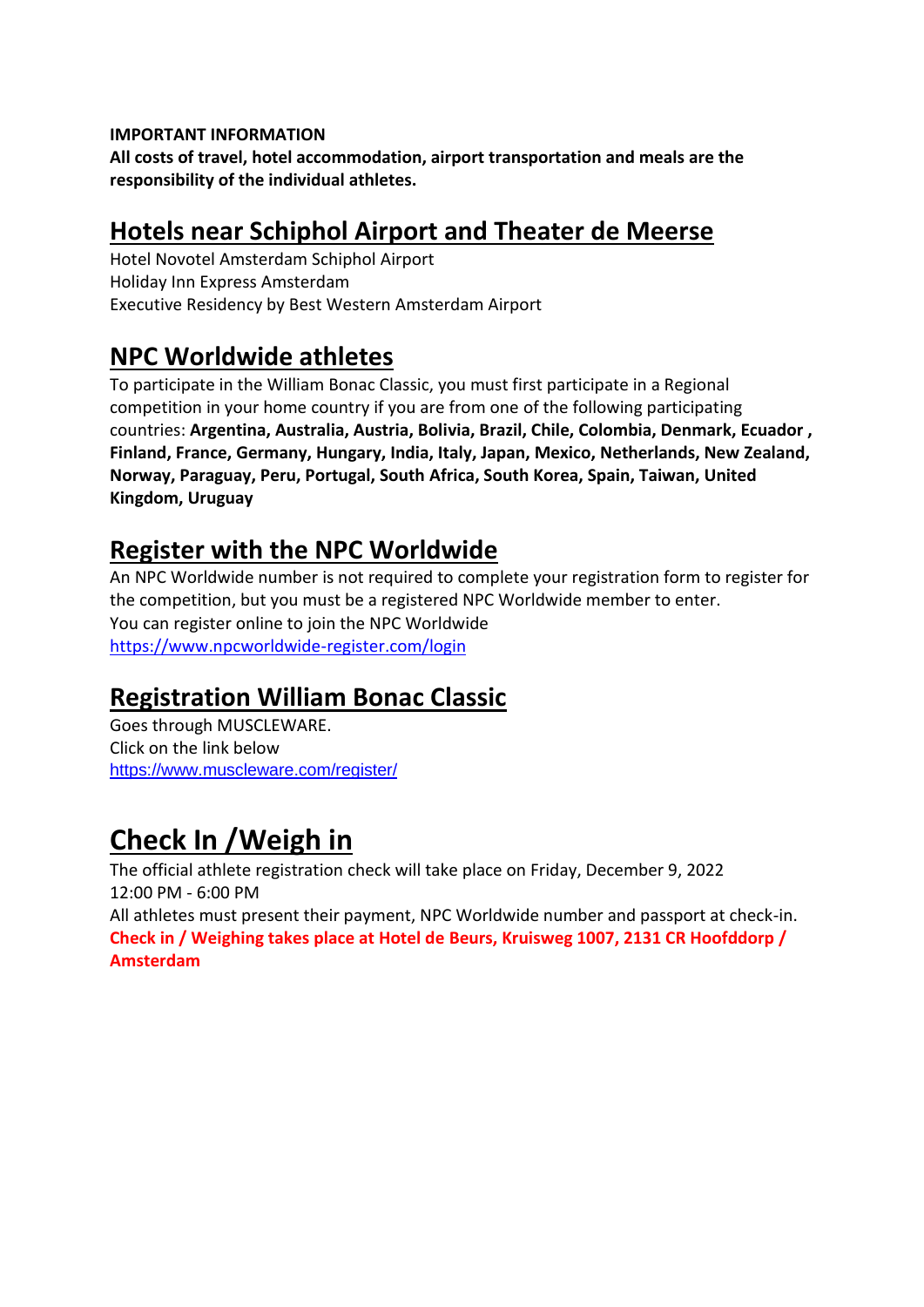**IMPORTANT INFORMATION**
**All costs of travel, hotel accommodation, airport transportation and meals are the responsibility of the individual athletes.**

## Hotels near Schiphol Airport and Theater de Meerse

Hotel Novotel Amsterdam Schiphol Airport
Holiday Inn Express Amsterdam
Executive Residency by Best Western Amsterdam Airport

## NPC Worldwide athletes

To participate in the William Bonac Classic, you must first participate in a Regional competition in your home country if you are from one of the following participating countries: **Argentina, Australia, Austria, Bolivia, Brazil, Chile, Colombia, Denmark, Ecuador , Finland, France, Germany, Hungary, India, Italy, Japan, Mexico, Netherlands, New Zealand, Norway, Paraguay, Peru, Portugal, South Africa, South Korea, Spain, Taiwan, United Kingdom, Uruguay**

## Register with the NPC Worldwide

An NPC Worldwide number is not required to complete your registration form to register for the competition, but you must be a registered NPC Worldwide member to enter.
You can register online to join the NPC Worldwide
https://www.npcworldwide-register.com/login

## Registration William Bonac Classic

Goes through MUSCLEWARE.
Click on the link below
https://www.muscleware.com/register/

# Check In /Weigh in

The official athlete registration check will take place on Friday, December 9, 2022
12:00 PM - 6:00 PM
All athletes must present their payment, NPC Worldwide number and passport at check-in.
**Check in / Weighing takes place at Hotel de Beurs, Kruisweg 1007, 2131 CR Hoofddorp / Amsterdam**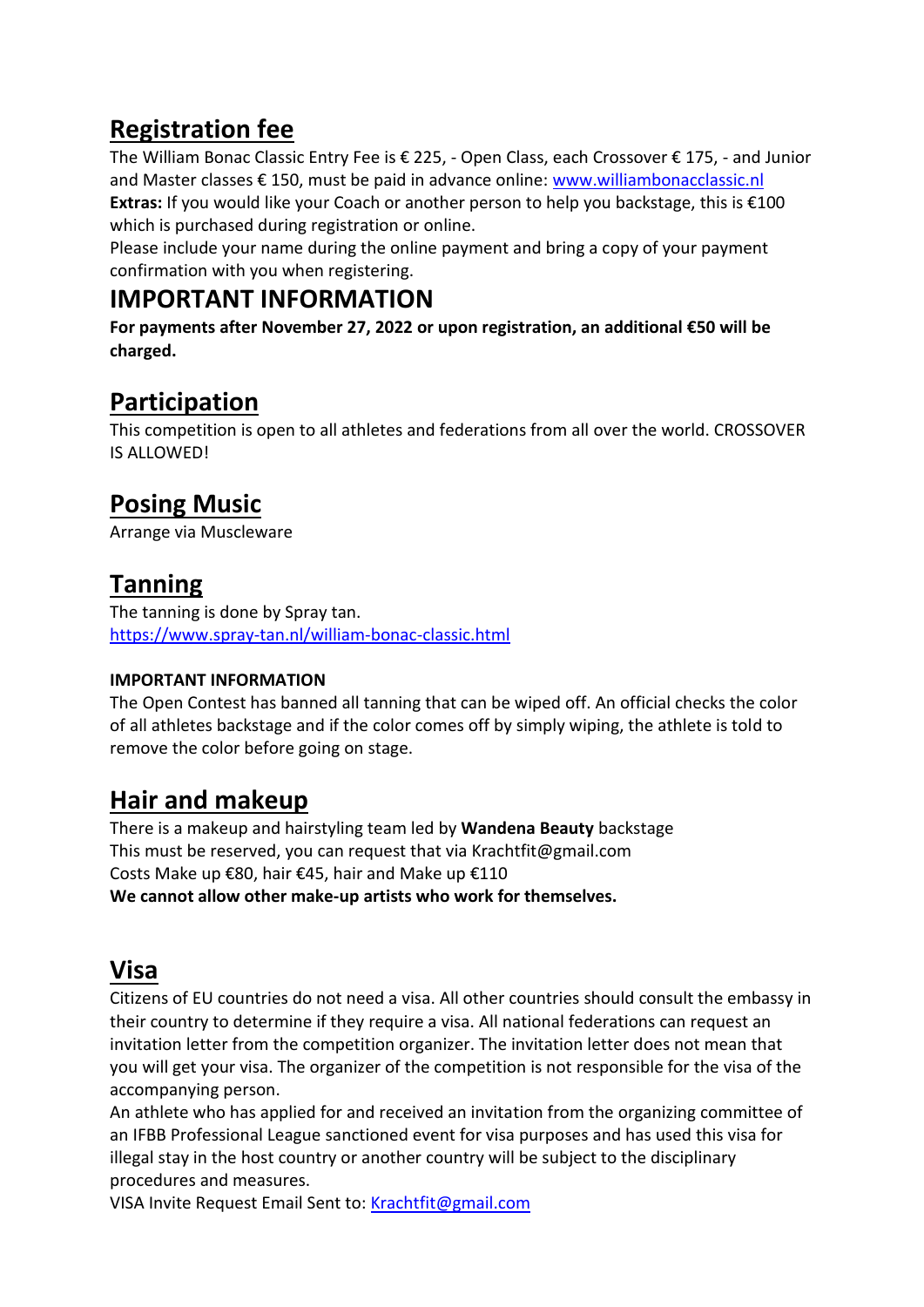## Registration fee

The William Bonac Classic Entry Fee is € 225, - Open Class, each Crossover € 175, - and Junior and Master classes € 150, must be paid in advance online: [www.williambonacclassic.nl](www.williambonacclassic.nl)

**Extras:** If you would like your Coach or another person to help you backstage, this is €100 which is purchased during registration or online.

Please include your name during the online payment and bring a copy of your payment confirmation with you when registering.

## IMPORTANT INFORMATION

**For payments after November 27, 2022 or upon registration, an additional €50 will be charged.**

## Participation

This competition is open to all athletes and federations from all over the world. CROSSOVER IS ALLOWED!

## Posing Music

Arrange via Muscleware

## Tanning

The tanning is done by Spray tan.
[https://www.spray-tan.nl/william-bonac-classic.html](https://www.spray-tan.nl/william-bonac-classic.html)

**IMPORTANT INFORMATION**

The Open Contest has banned all tanning that can be wiped off. An official checks the color of all athletes backstage and if the color comes off by simply wiping, the athlete is told to remove the color before going on stage.

## Hair and makeup

There is a makeup and hairstyling team led by **Wandena Beauty** backstage
This must be reserved, you can request that via Krachtfit@gmail.com
Costs Make up €80, hair €45, hair and Make up €110
**We cannot allow other make-up artists who work for themselves.**

## Visa

Citizens of EU countries do not need a visa. All other countries should consult the embassy in their country to determine if they require a visa. All national federations can request an invitation letter from the competition organizer. The invitation letter does not mean that you will get your visa. The organizer of the competition is not responsible for the visa of the accompanying person.

An athlete who has applied for and received an invitation from the organizing committee of an IFBB Professional League sanctioned event for visa purposes and has used this visa for illegal stay in the host country or another country will be subject to the disciplinary procedures and measures.

VISA Invite Request Email Sent to: [Krachtfit@gmail.com](mailto:Krachtfit@gmail.com)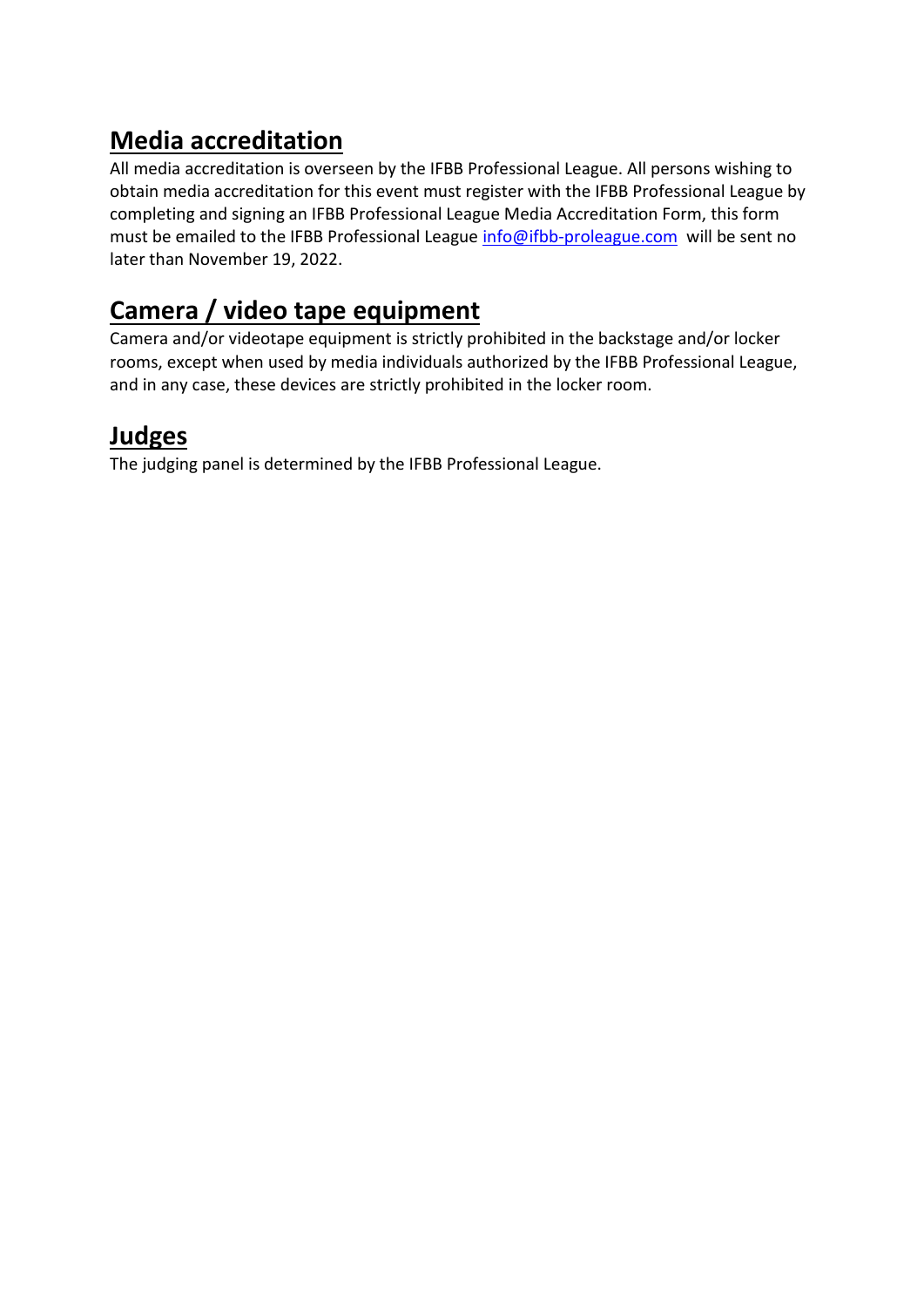## Media accreditation

All media accreditation is overseen by the IFBB Professional League. All persons wishing to obtain media accreditation for this event must register with the IFBB Professional League by completing and signing an IFBB Professional League Media Accreditation Form, this form must be emailed to the IFBB Professional League info@ifbb-proleague.com will be sent no later than November 19, 2022.

## Camera / video tape equipment

Camera and/or videotape equipment is strictly prohibited in the backstage and/or locker rooms, except when used by media individuals authorized by the IFBB Professional League, and in any case, these devices are strictly prohibited in the locker room.

## Judges

The judging panel is determined by the IFBB Professional League.